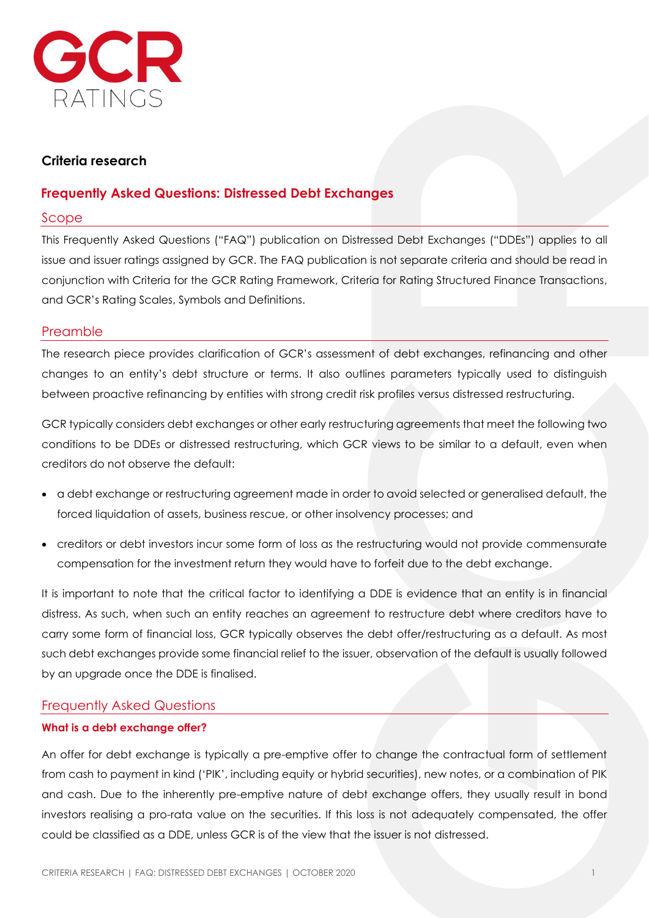# GCR RATINGS

**Criteria research**

## Frequently Asked Questions: Distressed Debt Exchanges

### Scope

This Frequently Asked Questions ("FAQ") publication on Distressed Debt Exchanges ("DDEs") applies to all issue and issuer ratings assigned by GCR. The FAQ publication is not separate criteria and should be read in conjunction with Criteria for the GCR Rating Framework, Criteria for Rating Structured Finance Transactions, and GCR's Rating Scales, Symbols and Definitions.

### Preamble

The research piece provides clarification of GCR's assessment of debt exchanges, refinancing and other changes to an entity's debt structure or terms. It also outlines parameters typically used to distinguish between proactive refinancing by entities with strong credit risk profiles versus distressed restructuring.

GCR typically considers debt exchanges or other early restructuring agreements that meet the following two conditions to be DDEs or distressed restructuring, which GCR views to be similar to a default, even when creditors do not observe the default:

- a debt exchange or restructuring agreement made in order to avoid selected or generalised default, the forced liquidation of assets, business rescue, or other insolvency processes; and
- creditors or debt investors incur some form of loss as the restructuring would not provide commensurate compensation for the investment return they would have to forfeit due to the debt exchange.

It is important to note that the critical factor to identifying a DDE is evidence that an entity is in financial distress. As such, when such an entity reaches an agreement to restructure debt where creditors have to carry some form of financial loss, GCR typically observes the debt offer/restructuring as a default. As most such debt exchanges provide some financial relief to the issuer, observation of the default is usually followed by an upgrade once the DDE is finalised.

### Frequently Asked Questions

**What is a debt exchange offer?**

An offer for debt exchange is typically a pre-emptive offer to change the contractual form of settlement from cash to payment in kind ('PIK', including equity or hybrid securities), new notes, or a combination of PIK and cash. Due to the inherently pre-emptive nature of debt exchange offers, they usually result in bond investors realising a pro-rata value on the securities. If this loss is not adequately compensated, the offer could be classified as a DDE, unless GCR is of the view that the issuer is not distressed.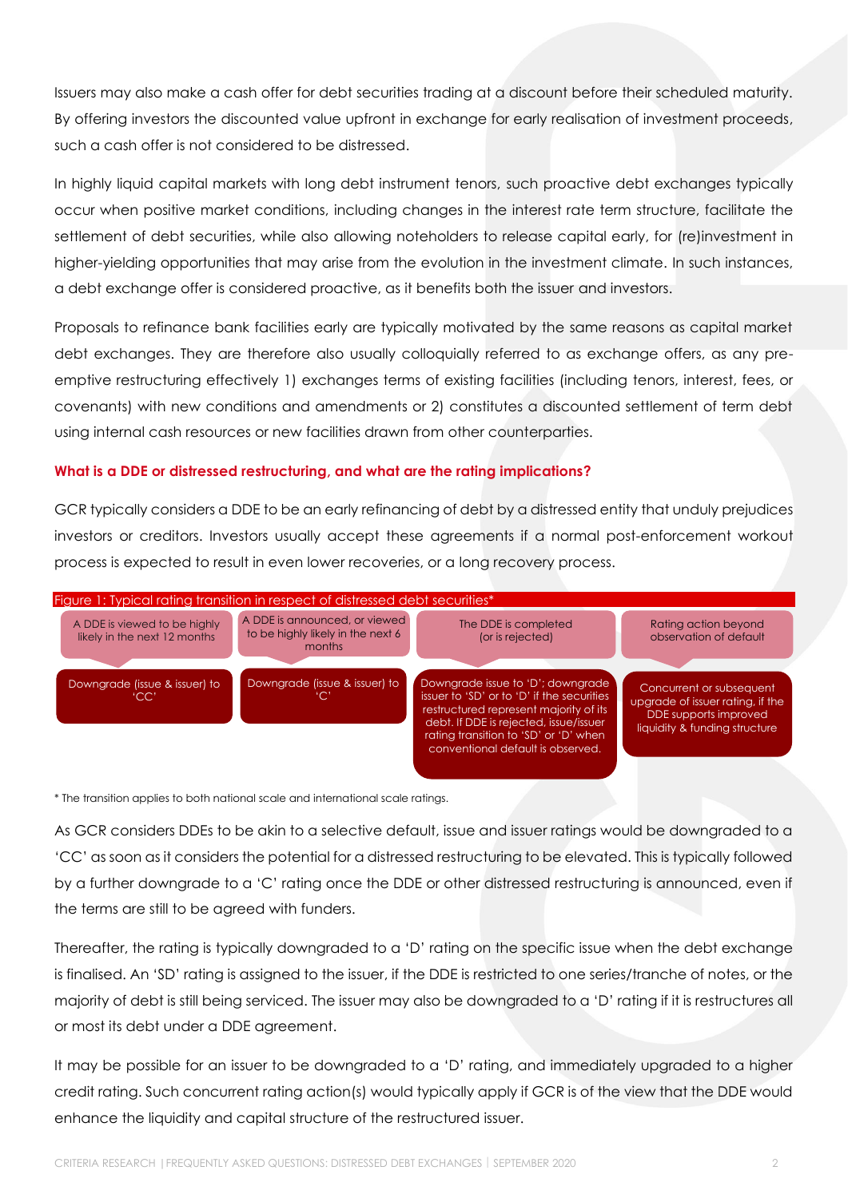Issuers may also make a cash offer for debt securities trading at a discount before their scheduled maturity. By offering investors the discounted value upfront in exchange for early realisation of investment proceeds, such a cash offer is not considered to be distressed.

In highly liquid capital markets with long debt instrument tenors, such proactive debt exchanges typically occur when positive market conditions, including changes in the interest rate term structure, facilitate the settlement of debt securities, while also allowing noteholders to release capital early, for (re)investment in higher-yielding opportunities that may arise from the evolution in the investment climate. In such instances, a debt exchange offer is considered proactive, as it benefits both the issuer and investors.

Proposals to refinance bank facilities early are typically motivated by the same reasons as capital market debt exchanges. They are therefore also usually colloquially referred to as exchange offers, as any pre-emptive restructuring effectively 1) exchanges terms of existing facilities (including tenors, interest, fees, or covenants) with new conditions and amendments or 2) constitutes a discounted settlement of term debt using internal cash resources or new facilities drawn from other counterparties.

### What is a DDE or distressed restructuring, and what are the rating implications?

GCR typically considers a DDE to be an early refinancing of debt by a distressed entity that unduly prejudices investors or creditors. Investors usually accept these agreements if a normal post-enforcement workout process is expected to result in even lower recoveries, or a long recovery process.

Figure 1: Typical rating transition in respect of distressed debt securities*

| A DDE is viewed to be highly likely in the next 12 months | A DDE is announced, or viewed to be highly likely in the next 6 months | The DDE is completed (or is rejected) | Rating action beyond observation of default |
|---|---|---|---|
| Downgrade (issue & issuer) to 'CC' | Downgrade (issue & issuer) to 'C' | Downgrade issue to 'D'; downgrade issuer to 'SD' or to 'D' if the securities restructured represent majority of its debt. If DDE is rejected, issue/issuer rating transition to 'SD' or 'D' when conventional default is observed. | Concurrent or subsequent upgrade of issuer rating, if the DDE supports improved liquidity & funding structure |

\* The transition applies to both national scale and international scale ratings.

As GCR considers DDEs to be akin to a selective default, issue and issuer ratings would be downgraded to a 'CC' as soon as it considers the potential for a distressed restructuring to be elevated. This is typically followed by a further downgrade to a 'C' rating once the DDE or other distressed restructuring is announced, even if the terms are still to be agreed with funders.

Thereafter, the rating is typically downgraded to a 'D' rating on the specific issue when the debt exchange is finalised. An 'SD' rating is assigned to the issuer, if the DDE is restricted to one series/tranche of notes, or the majority of debt is still being serviced. The issuer may also be downgraded to a 'D' rating if it is restructures all or most its debt under a DDE agreement.

It may be possible for an issuer to be downgraded to a 'D' rating, and immediately upgraded to a higher credit rating. Such concurrent rating action(s) would typically apply if GCR is of the view that the DDE would enhance the liquidity and capital structure of the restructured issuer.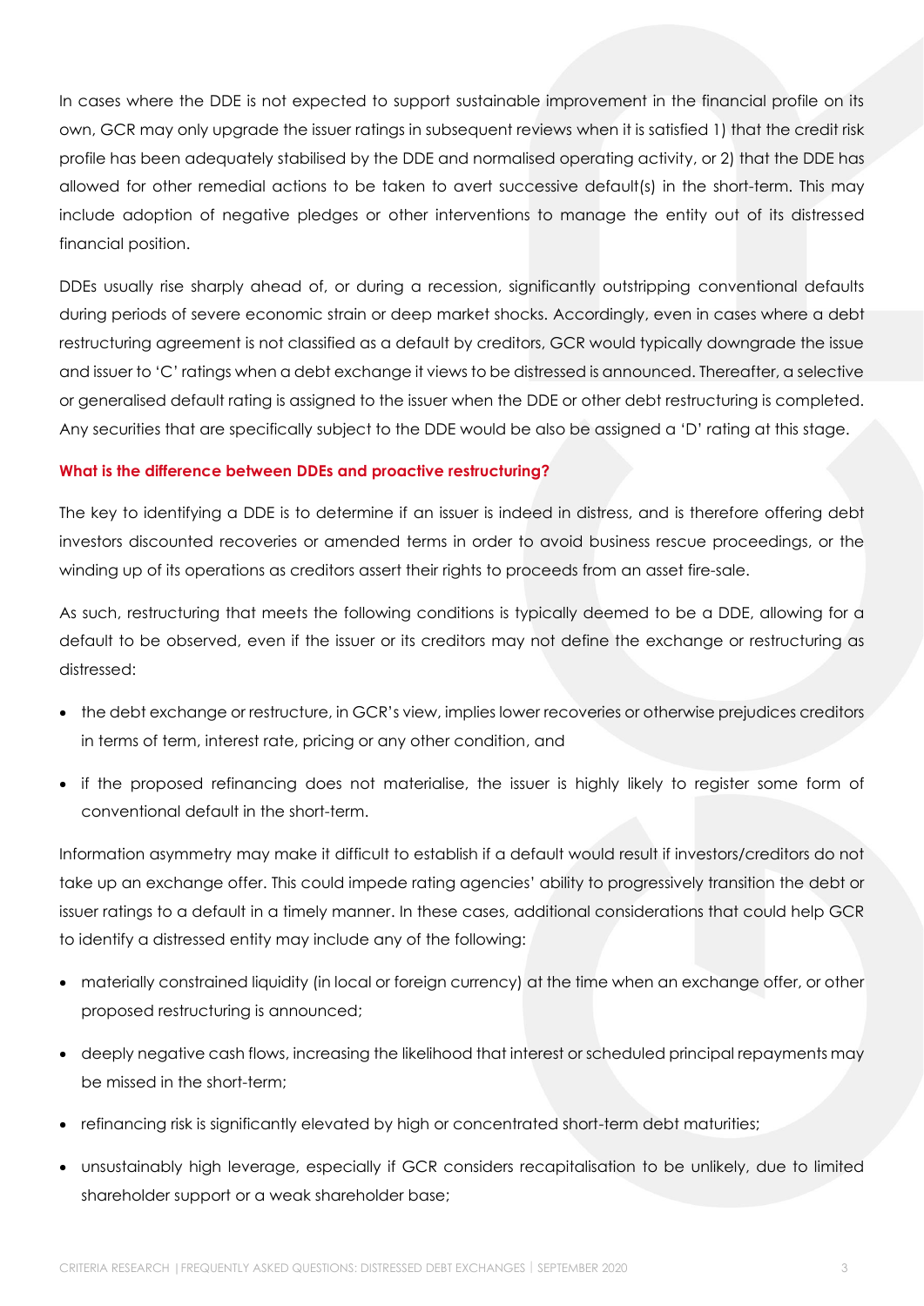In cases where the DDE is not expected to support sustainable improvement in the financial profile on its own, GCR may only upgrade the issuer ratings in subsequent reviews when it is satisfied 1) that the credit risk profile has been adequately stabilised by the DDE and normalised operating activity, or 2) that the DDE has allowed for other remedial actions to be taken to avert successive default(s) in the short-term. This may include adoption of negative pledges or other interventions to manage the entity out of its distressed financial position.

DDEs usually rise sharply ahead of, or during a recession, significantly outstripping conventional defaults during periods of severe economic strain or deep market shocks. Accordingly, even in cases where a debt restructuring agreement is not classified as a default by creditors, GCR would typically downgrade the issue and issuer to 'C' ratings when a debt exchange it views to be distressed is announced. Thereafter, a selective or generalised default rating is assigned to the issuer when the DDE or other debt restructuring is completed. Any securities that are specifically subject to the DDE would be also be assigned a 'D' rating at this stage.

**What is the difference between DDEs and proactive restructuring?**

The key to identifying a DDE is to determine if an issuer is indeed in distress, and is therefore offering debt investors discounted recoveries or amended terms in order to avoid business rescue proceedings, or the winding up of its operations as creditors assert their rights to proceeds from an asset fire-sale.

As such, restructuring that meets the following conditions is typically deemed to be a DDE, allowing for a default to be observed, even if the issuer or its creditors may not define the exchange or restructuring as distressed:

- the debt exchange or restructure, in GCR's view, implies lower recoveries or otherwise prejudices creditors in terms of term, interest rate, pricing or any other condition, and
- if the proposed refinancing does not materialise, the issuer is highly likely to register some form of conventional default in the short-term.

Information asymmetry may make it difficult to establish if a default would result if investors/creditors do not take up an exchange offer. This could impede rating agencies' ability to progressively transition the debt or issuer ratings to a default in a timely manner. In these cases, additional considerations that could help GCR to identify a distressed entity may include any of the following:

- materially constrained liquidity (in local or foreign currency) at the time when an exchange offer, or other proposed restructuring is announced;
- deeply negative cash flows, increasing the likelihood that interest or scheduled principal repayments may be missed in the short-term;
- refinancing risk is significantly elevated by high or concentrated short-term debt maturities;
- unsustainably high leverage, especially if GCR considers recapitalisation to be unlikely, due to limited shareholder support or a weak shareholder base;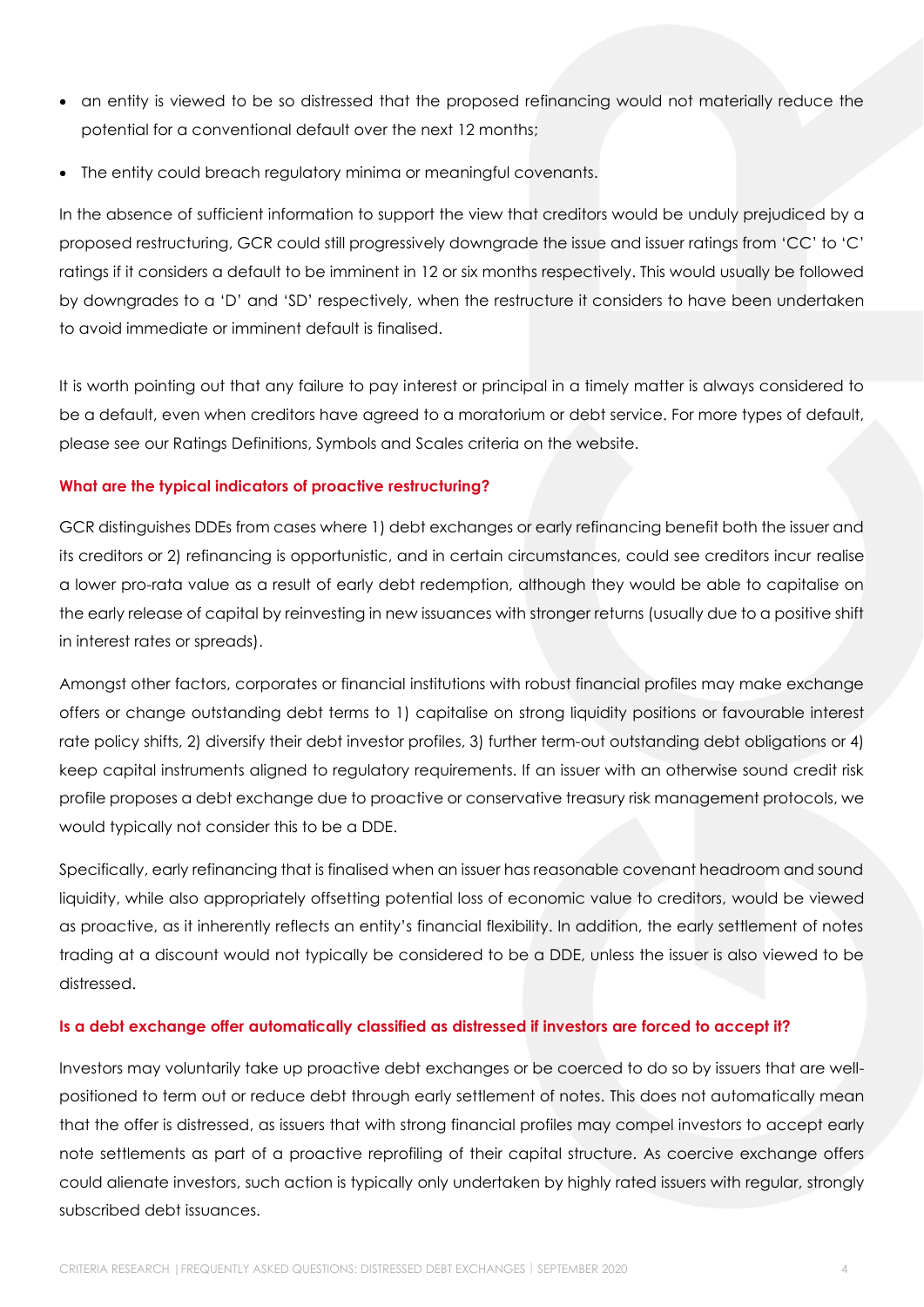- an entity is viewed to be so distressed that the proposed refinancing would not materially reduce the potential for a conventional default over the next 12 months;
- The entity could breach regulatory minima or meaningful covenants.

In the absence of sufficient information to support the view that creditors would be unduly prejudiced by a proposed restructuring, GCR could still progressively downgrade the issue and issuer ratings from 'CC' to 'C' ratings if it considers a default to be imminent in 12 or six months respectively. This would usually be followed by downgrades to a 'D' and 'SD' respectively, when the restructure it considers to have been undertaken to avoid immediate or imminent default is finalised.

It is worth pointing out that any failure to pay interest or principal in a timely matter is always considered to be a default, even when creditors have agreed to a moratorium or debt service. For more types of default, please see our Ratings Definitions, Symbols and Scales criteria on the website.

**What are the typical indicators of proactive restructuring?**

GCR distinguishes DDEs from cases where 1) debt exchanges or early refinancing benefit both the issuer and its creditors or 2) refinancing is opportunistic, and in certain circumstances, could see creditors incur realise a lower pro-rata value as a result of early debt redemption, although they would be able to capitalise on the early release of capital by reinvesting in new issuances with stronger returns (usually due to a positive shift in interest rates or spreads).

Amongst other factors, corporates or financial institutions with robust financial profiles may make exchange offers or change outstanding debt terms to 1) capitalise on strong liquidity positions or favourable interest rate policy shifts, 2) diversify their debt investor profiles, 3) further term-out outstanding debt obligations or 4) keep capital instruments aligned to regulatory requirements. If an issuer with an otherwise sound credit risk profile proposes a debt exchange due to proactive or conservative treasury risk management protocols, we would typically not consider this to be a DDE.

Specifically, early refinancing that is finalised when an issuer has reasonable covenant headroom and sound liquidity, while also appropriately offsetting potential loss of economic value to creditors, would be viewed as proactive, as it inherently reflects an entity's financial flexibility. In addition, the early settlement of notes trading at a discount would not typically be considered to be a DDE, unless the issuer is also viewed to be distressed.

**Is a debt exchange offer automatically classified as distressed if investors are forced to accept it?**

Investors may voluntarily take up proactive debt exchanges or be coerced to do so by issuers that are well-positioned to term out or reduce debt through early settlement of notes. This does not automatically mean that the offer is distressed, as issuers that with strong financial profiles may compel investors to accept early note settlements as part of a proactive reprofiling of their capital structure. As coercive exchange offers could alienate investors, such action is typically only undertaken by highly rated issuers with regular, strongly subscribed debt issuances.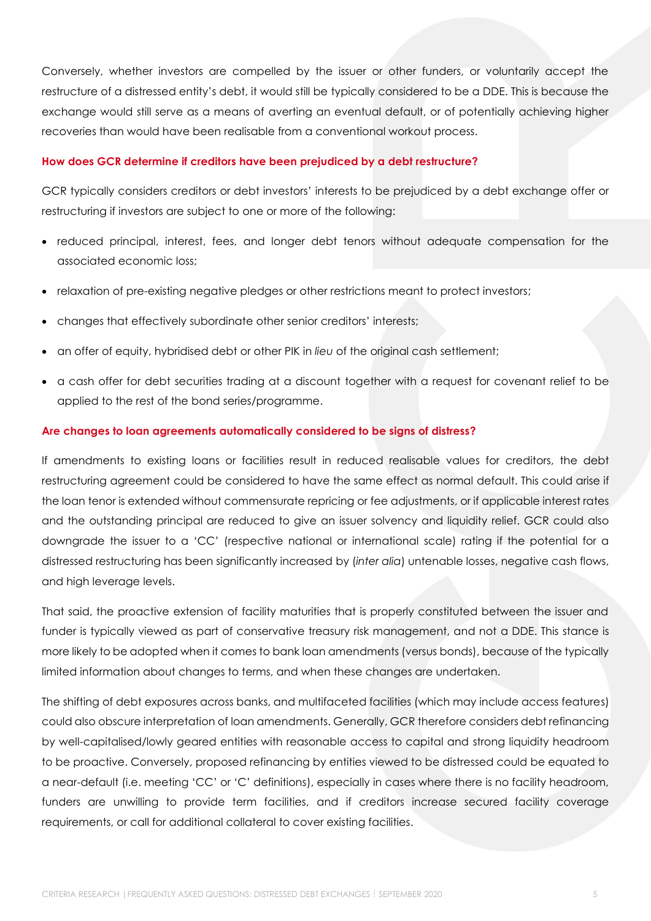Conversely, whether investors are compelled by the issuer or other funders, or voluntarily accept the restructure of a distressed entity's debt, it would still be typically considered to be a DDE. This is because the exchange would still serve as a means of averting an eventual default, or of potentially achieving higher recoveries than would have been realisable from a conventional workout process.

### How does GCR determine if creditors have been prejudiced by a debt restructure?

GCR typically considers creditors or debt investors' interests to be prejudiced by a debt exchange offer or restructuring if investors are subject to one or more of the following:

- reduced principal, interest, fees, and longer debt tenors without adequate compensation for the associated economic loss;
- relaxation of pre-existing negative pledges or other restrictions meant to protect investors;
- changes that effectively subordinate other senior creditors' interests;
- an offer of equity, hybridised debt or other PIK in *lieu* of the original cash settlement;
- a cash offer for debt securities trading at a discount together with a request for covenant relief to be applied to the rest of the bond series/programme.

### Are changes to loan agreements automatically considered to be signs of distress?

If amendments to existing loans or facilities result in reduced realisable values for creditors, the debt restructuring agreement could be considered to have the same effect as normal default. This could arise if the loan tenor is extended without commensurate repricing or fee adjustments, or if applicable interest rates and the outstanding principal are reduced to give an issuer solvency and liquidity relief. GCR could also downgrade the issuer to a 'CC' (respective national or international scale) rating if the potential for a distressed restructuring has been significantly increased by (*inter alia*) untenable losses, negative cash flows, and high leverage levels.

That said, the proactive extension of facility maturities that is properly constituted between the issuer and funder is typically viewed as part of conservative treasury risk management, and not a DDE. This stance is more likely to be adopted when it comes to bank loan amendments (versus bonds), because of the typically limited information about changes to terms, and when these changes are undertaken.

The shifting of debt exposures across banks, and multifaceted facilities (which may include access features) could also obscure interpretation of loan amendments. Generally, GCR therefore considers debt refinancing by well-capitalised/lowly geared entities with reasonable access to capital and strong liquidity headroom to be proactive. Conversely, proposed refinancing by entities viewed to be distressed could be equated to a near-default (i.e. meeting 'CC' or 'C' definitions), especially in cases where there is no facility headroom, funders are unwilling to provide term facilities, and if creditors increase secured facility coverage requirements, or call for additional collateral to cover existing facilities.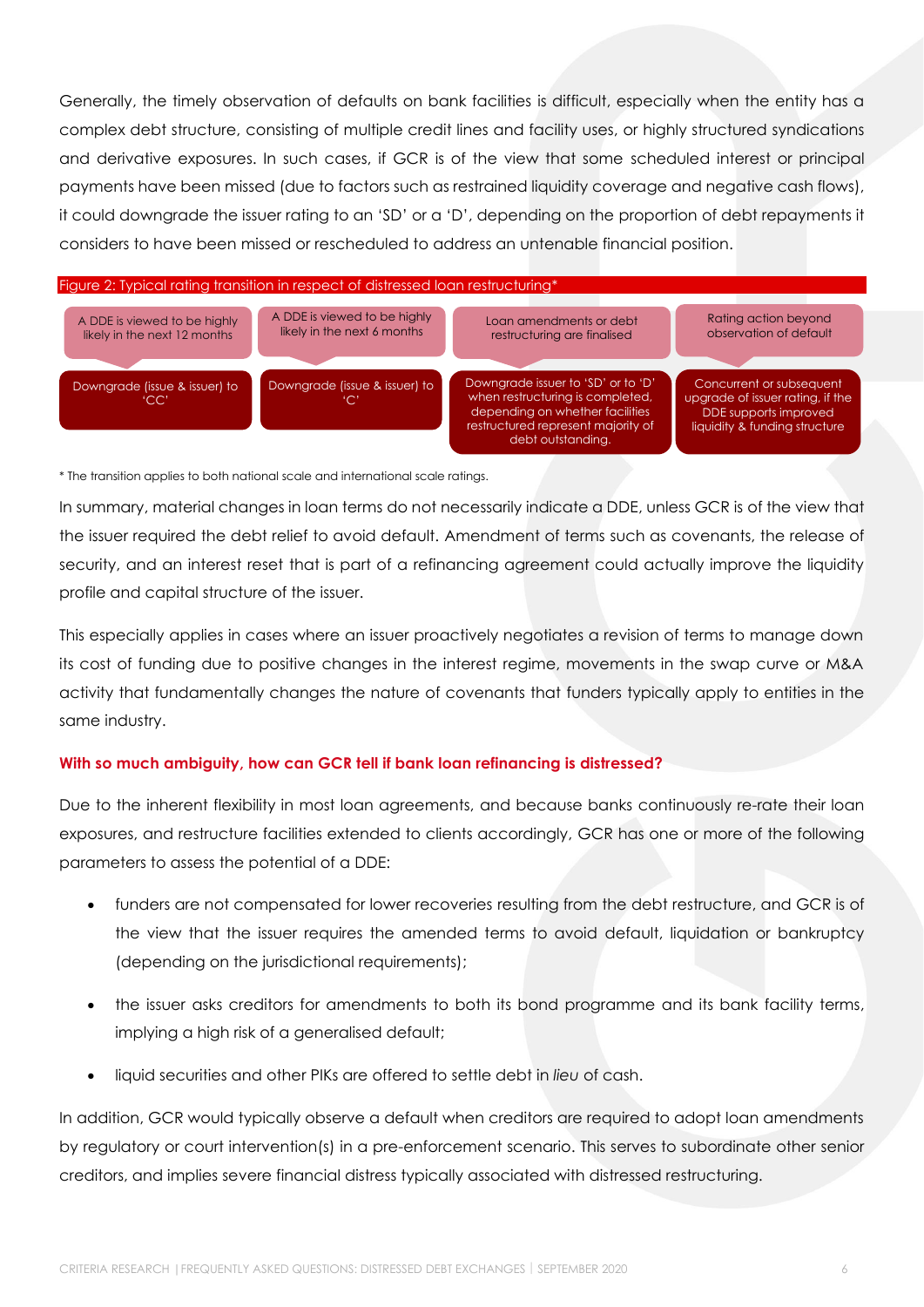Generally, the timely observation of defaults on bank facilities is difficult, especially when the entity has a complex debt structure, consisting of multiple credit lines and facility uses, or highly structured syndications and derivative exposures. In such cases, if GCR is of the view that some scheduled interest or principal payments have been missed (due to factors such as restrained liquidity coverage and negative cash flows), it could downgrade the issuer rating to an 'SD' or a 'D', depending on the proportion of debt repayments it considers to have been missed or rescheduled to address an untenable financial position.

Figure 2: Typical rating transition in respect of distressed loan restructuring*

| A DDE is viewed to be highly likely in the next 12 months | A DDE is viewed to be highly likely in the next 6 months | Loan amendments or debt restructuring are finalised | Rating action beyond observation of default |
|---|---|---|---|
| Downgrade (issue & issuer) to 'CC' | Downgrade (issue & issuer) to 'C' | Downgrade issuer to 'SD' or to 'D' when restructuring is completed, depending on whether facilities restructured represent majority of debt outstanding. | Concurrent or subsequent upgrade of issuer rating, if the DDE supports improved liquidity & funding structure |

\* The transition applies to both national scale and international scale ratings.

In summary, material changes in loan terms do not necessarily indicate a DDE, unless GCR is of the view that the issuer required the debt relief to avoid default. Amendment of terms such as covenants, the release of security, and an interest reset that is part of a refinancing agreement could actually improve the liquidity profile and capital structure of the issuer.

This especially applies in cases where an issuer proactively negotiates a revision of terms to manage down its cost of funding due to positive changes in the interest regime, movements in the swap curve or M&A activity that fundamentally changes the nature of covenants that funders typically apply to entities in the same industry.

**With so much ambiguity, how can GCR tell if bank loan refinancing is distressed?**

Due to the inherent flexibility in most loan agreements, and because banks continuously re-rate their loan exposures, and restructure facilities extended to clients accordingly, GCR has one or more of the following parameters to assess the potential of a DDE:

- funders are not compensated for lower recoveries resulting from the debt restructure, and GCR is of the view that the issuer requires the amended terms to avoid default, liquidation or bankruptcy (depending on the jurisdictional requirements);
- the issuer asks creditors for amendments to both its bond programme and its bank facility terms, implying a high risk of a generalised default;
- liquid securities and other PIKs are offered to settle debt in *lieu* of cash.

In addition, GCR would typically observe a default when creditors are required to adopt loan amendments by regulatory or court intervention(s) in a pre-enforcement scenario. This serves to subordinate other senior creditors, and implies severe financial distress typically associated with distressed restructuring.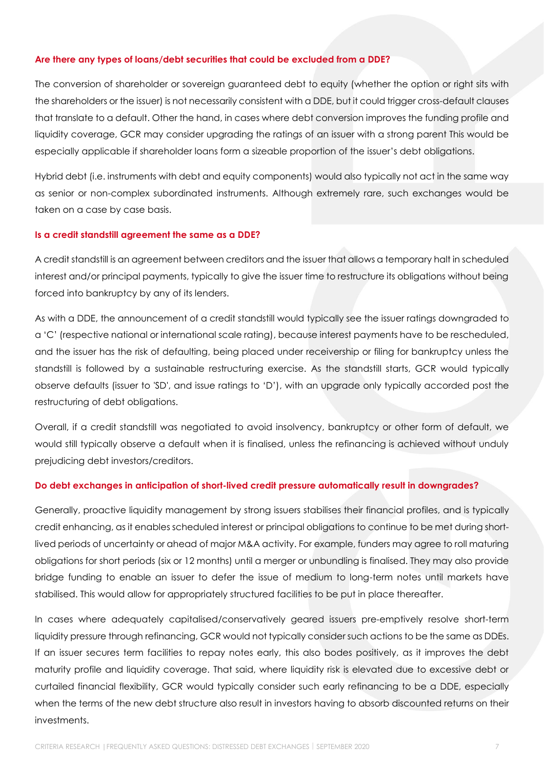### Are there any types of loans/debt securities that could be excluded from a DDE?

The conversion of shareholder or sovereign guaranteed debt to equity (whether the option or right sits with the shareholders or the issuer) is not necessarily consistent with a DDE, but it could trigger cross-default clauses that translate to a default. Other the hand, in cases where debt conversion improves the funding profile and liquidity coverage, GCR may consider upgrading the ratings of an issuer with a strong parent This would be especially applicable if shareholder loans form a sizeable proportion of the issuer's debt obligations.

Hybrid debt (i.e. instruments with debt and equity components) would also typically not act in the same way as senior or non-complex subordinated instruments. Although extremely rare, such exchanges would be taken on a case by case basis.

### Is a credit standstill agreement the same as a DDE?

A credit standstill is an agreement between creditors and the issuer that allows a temporary halt in scheduled interest and/or principal payments, typically to give the issuer time to restructure its obligations without being forced into bankruptcy by any of its lenders.

As with a DDE, the announcement of a credit standstill would typically see the issuer ratings downgraded to a 'C' (respective national or international scale rating), because interest payments have to be rescheduled, and the issuer has the risk of defaulting, being placed under receivership or filing for bankruptcy unless the standstill is followed by a sustainable restructuring exercise. As the standstill starts, GCR would typically observe defaults (issuer to 'SD', and issue ratings to 'D'), with an upgrade only typically accorded post the restructuring of debt obligations.

Overall, if a credit standstill was negotiated to avoid insolvency, bankruptcy or other form of default, we would still typically observe a default when it is finalised, unless the refinancing is achieved without unduly prejudicing debt investors/creditors.

### Do debt exchanges in anticipation of short-lived credit pressure automatically result in downgrades?

Generally, proactive liquidity management by strong issuers stabilises their financial profiles, and is typically credit enhancing, as it enables scheduled interest or principal obligations to continue to be met during short-lived periods of uncertainty or ahead of major M&A activity. For example, funders may agree to roll maturing obligations for short periods (six or 12 months) until a merger or unbundling is finalised. They may also provide bridge funding to enable an issuer to defer the issue of medium to long-term notes until markets have stabilised. This would allow for appropriately structured facilities to be put in place thereafter.

In cases where adequately capitalised/conservatively geared issuers pre-emptively resolve short-term liquidity pressure through refinancing, GCR would not typically consider such actions to be the same as DDEs. If an issuer secures term facilities to repay notes early, this also bodes positively, as it improves the debt maturity profile and liquidity coverage. That said, where liquidity risk is elevated due to excessive debt or curtailed financial flexibility, GCR would typically consider such early refinancing to be a DDE, especially when the terms of the new debt structure also result in investors having to absorb discounted returns on their investments.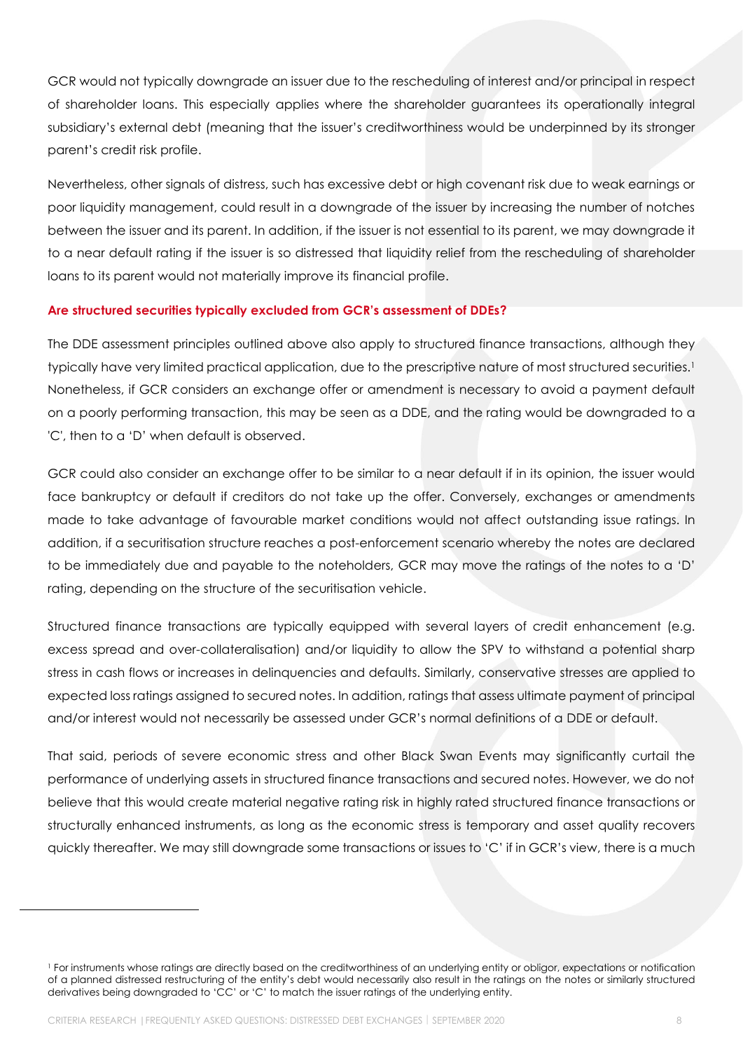GCR would not typically downgrade an issuer due to the rescheduling of interest and/or principal in respect of shareholder loans. This especially applies where the shareholder guarantees its operationally integral subsidiary's external debt (meaning that the issuer's creditworthiness would be underpinned by its stronger parent's credit risk profile.

Nevertheless, other signals of distress, such has excessive debt or high covenant risk due to weak earnings or poor liquidity management, could result in a downgrade of the issuer by increasing the number of notches between the issuer and its parent. In addition, if the issuer is not essential to its parent, we may downgrade it to a near default rating if the issuer is so distressed that liquidity relief from the rescheduling of shareholder loans to its parent would not materially improve its financial profile.

**Are structured securities typically excluded from GCR's assessment of DDEs?**

The DDE assessment principles outlined above also apply to structured finance transactions, although they typically have very limited practical application, due to the prescriptive nature of most structured securities.[1] Nonetheless, if GCR considers an exchange offer or amendment is necessary to avoid a payment default on a poorly performing transaction, this may be seen as a DDE, and the rating would be downgraded to a 'C', then to a 'D' when default is observed.

GCR could also consider an exchange offer to be similar to a near default if in its opinion, the issuer would face bankruptcy or default if creditors do not take up the offer. Conversely, exchanges or amendments made to take advantage of favourable market conditions would not affect outstanding issue ratings. In addition, if a securitisation structure reaches a post-enforcement scenario whereby the notes are declared to be immediately due and payable to the noteholders, GCR may move the ratings of the notes to a 'D' rating, depending on the structure of the securitisation vehicle.

Structured finance transactions are typically equipped with several layers of credit enhancement (e.g. excess spread and over-collateralisation) and/or liquidity to allow the SPV to withstand a potential sharp stress in cash flows or increases in delinquencies and defaults. Similarly, conservative stresses are applied to expected loss ratings assigned to secured notes. In addition, ratings that assess ultimate payment of principal and/or interest would not necessarily be assessed under GCR's normal definitions of a DDE or default.

That said, periods of severe economic stress and other Black Swan Events may significantly curtail the performance of underlying assets in structured finance transactions and secured notes. However, we do not believe that this would create material negative rating risk in highly rated structured finance transactions or structurally enhanced instruments, as long as the economic stress is temporary and asset quality recovers quickly thereafter. We may still downgrade some transactions or issues to 'C' if in GCR's view, there is a much

---

[1] For instruments whose ratings are directly based on the creditworthiness of an underlying entity or obligor, expectations or notification of a planned distressed restructuring of the entity's debt would necessarily also result in the ratings on the notes or similarly structured derivatives being downgraded to 'CC' or 'C' to match the issuer ratings of the underlying entity.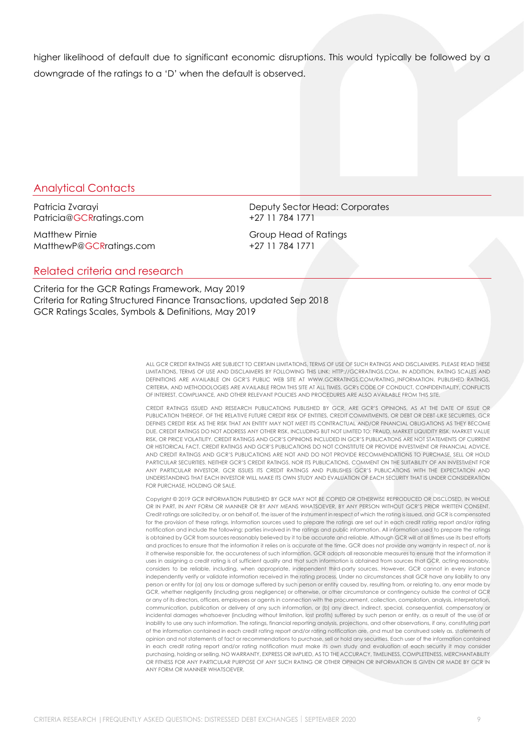higher likelihood of default due to significant economic disruptions. This would typically be followed by a downgrade of the ratings to a 'D' when the default is observed.

## Analytical Contacts

| | |
|---|---|
| Patricia Zvarayi<br>Patricia@GCRratings.com | Deputy Sector Head: Corporates<br>+27 11 784 1771 |
| Matthew Pirnie<br>MatthewP@GCRratings.com | Group Head of Ratings<br>+27 11 784 1771 |

## Related criteria and research

Criteria for the GCR Ratings Framework, May 2019
Criteria for Rating Structured Finance Transactions, updated Sep 2018
GCR Ratings Scales, Symbols & Definitions, May 2019

ALL GCR CREDIT RATINGS ARE SUBJECT TO CERTAIN LIMITATIONS, TERMS OF USE OF SUCH RATINGS AND DISCLAIMERS. PLEASE READ THESE LIMITATIONS, TERMS OF USE AND DISCLAIMERS BY FOLLOWING THIS LINK: HTTP://GCRRATINGS.COM. IN ADDITION, RATING SCALES AND DEFINITIONS ARE AVAILABLE ON GCR'S PUBLIC WEB SITE AT WWW.GCRRATINGS.COM/RATING_INFORMATION. PUBLISHED RATINGS, CRITERIA, AND METHODOLOGIES ARE AVAILABLE FROM THIS SITE AT ALL TIMES. GCR's CODE OF CONDUCT, CONFIDENTIALITY, CONFLICTS OF INTEREST, COMPLIANCE, AND OTHER RELEVANT POLICIES AND PROCEDURES ARE ALSO AVAILABLE FROM THIS SITE.

CREDIT RATINGS ISSUED AND RESEARCH PUBLICATIONS PUBLISHED BY GCR, ARE GCR'S OPINIONS, AS AT THE DATE OF ISSUE OR PUBLICATION THEREOF, OF THE RELATIVE FUTURE CREDIT RISK OF ENTITIES, CREDIT COMMITMENTS, OR DEBT OR DEBT-LIKE SECURITIES. GCR DEFINES CREDIT RISK AS THE RISK THAT AN ENTITY MAY NOT MEET ITS CONTRACTUAL AND/OR FINANCIAL OBLIGATIONS AS THEY BECOME DUE. CREDIT RATINGS DO NOT ADDRESS ANY OTHER RISK, INCLUDING BUT NOT LIMITED TO: FRAUD, MARKET LIQUIDITY RISK, MARKET VALUE RISK, OR PRICE VOLATILITY. CREDIT RATINGS AND GCR'S OPINIONS INCLUDED IN GCR'S PUBLICATIONS ARE NOT STATEMENTS OF CURRENT OR HISTORICAL FACT. CREDIT RATINGS AND GCR'S PUBLICATIONS DO NOT CONSTITUTE OR PROVIDE INVESTMENT OR FINANCIAL ADVICE, AND CREDIT RATINGS AND GCR'S PUBLICATIONS ARE NOT AND DO NOT PROVIDE RECOMMENDATIONS TO PURCHASE, SELL OR HOLD PARTICULAR SECURITIES. NEITHER GCR'S CREDIT RATINGS, NOR ITS PUBLICATIONS, COMMENT ON THE SUITABILITY OF AN INVESTMENT FOR ANY PARTICULAR INVESTOR. GCR ISSUES ITS CREDIT RATINGS AND PUBLISHES GCR'S PUBLICATIONS WITH THE EXPECTATION AND UNDERSTANDING THAT EACH INVESTOR WILL MAKE ITS OWN STUDY AND EVALUATION OF EACH SECURITY THAT IS UNDER CONSIDERATION FOR PURCHASE, HOLDING OR SALE.

Copyright © 2019 GCR INFORMATION PUBLISHED BY GCR MAY NOT BE COPIED OR OTHERWISE REPRODUCED OR DISCLOSED, IN WHOLE OR IN PART, IN ANY FORM OR MANNER OR BY ANY MEANS WHATSOEVER, BY ANY PERSON WITHOUT GCR'S PRIOR WRITTEN CONSENT. Credit ratings are solicited by, or on behalf of, the issuer of the instrument in respect of which the rating is issued, and GCR is compensated for the provision of these ratings. Information sources used to prepare the ratings are set out in each credit rating report and/or rating notification and include the following: parties involved in the ratings and public information. All information used to prepare the ratings is obtained by GCR from sources reasonably believed by it to be accurate and reliable. Although GCR will at all times use its best efforts and practices to ensure that the information it relies on is accurate at the time, GCR does not provide any warranty in respect of, nor is it otherwise responsible for, the accurateness of such information. GCR adopts all reasonable measures to ensure that the information it uses in assigning a credit rating is of sufficient quality and that such information is obtained from sources that GCR, acting reasonably, considers to be reliable, including, when appropriate, independent third-party sources. However, GCR cannot in every instance independently verify or validate information received in the rating process. Under no circumstances shall GCR have any liability to any person or entity for (a) any loss or damage suffered by such person or entity caused by, resulting from, or relating to, any error made by GCR, whether negligently (including gross negligence) or otherwise, or other circumstance or contingency outside the control of GCR or any of its directors, officers, employees or agents in connection with the procurement, collection, compilation, analysis, interpretation, communication, publication or delivery of any such information, or (b) any direct, indirect, special, consequential, compensatory or incidental damages whatsoever (including without limitation, lost profits) suffered by such person or entity, as a result of the use of or inability to use any such information. The ratings, financial reporting analysis, projections, and other observations, if any, constituting part of the information contained in each credit rating report and/or rating notification are, and must be construed solely as, statements of opinion and not statements of fact or recommendations to purchase, sell or hold any securities. Each user of the information contained in each credit rating report and/or rating notification must make its own study and evaluation of each security it may consider purchasing, holding or selling. NO WARRANTY, EXPRESS OR IMPLIED, AS TO THE ACCURACY, TIMELINESS, COMPLETENESS, MERCHANTABILITY OR FITNESS FOR ANY PARTICULAR PURPOSE OF ANY SUCH RATING OR OTHER OPINION OR INFORMATION IS GIVEN OR MADE BY GCR IN ANY FORM OR MANNER WHATSOEVER.